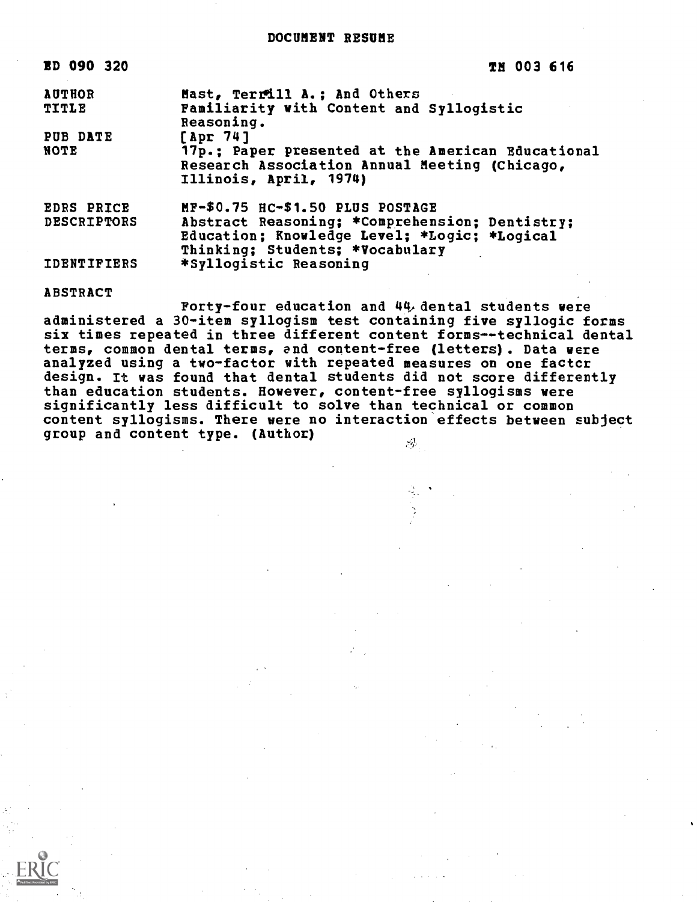# DOCUMENT RESUME

| | |
|---|---|
| ED 090 320 | TM 003 616 |
| AUTHOR | Mast, Terrill A.; And Others |
| TITLE | Familiarity with Content and Syllogistic Reasoning. |
| PUB DATE | [Apr 74] |
| NOTE | 17p.; Paper presented at the American Educational Research Association Annual Meeting (Chicago, Illinois, April, 1974) |
| EDRS PRICE | MF-$0.75 HC-$1.50 PLUS POSTAGE |
| DESCRIPTORS | Abstract Reasoning; *Comprehension; Dentistry; Education; Knowledge Level; *Logic; *Logical Thinking; Students; *Vocabulary |
| IDENTIFIERS | *Syllogistic Reasoning |

## ABSTRACT

Forty-four education and 44 dental students were administered a 30-item syllogism test containing five syllogic forms six times repeated in three different content forms--technical dental terms, common dental terms, and content-free (letters). Data were analyzed using a two-factor with repeated measures on one factor design. It was found that dental students did not score differently than education students. However, content-free syllogisms were significantly less difficult to solve than technical or common content syllogisms. There were no interaction effects between subject group and content type. (Author)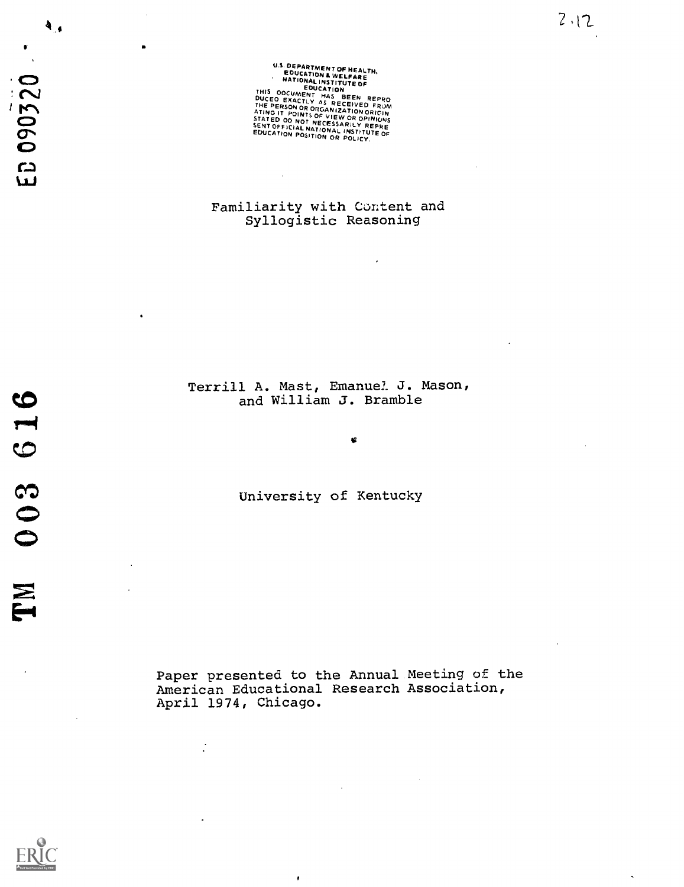U.S. DEPARTMENT OF HEALTH, EDUCATION & WELFARE NATIONAL INSTITUTE OF EDUCATION THIS DOCUMENT HAS BEEN REPRODUCED EXACTLY AS RECEIVED FROM THE PERSON OR ORGANIZATION ORIGINATING IT. POINTS OF VIEW OR OPINIONS STATED DO NOT NECESSARILY REPRESENT OFFICIAL NATIONAL INSTITUTE OF EDUCATION POSITION OR POLICY.

ED 090320

TM 003 616

# Familiarity with Content and Syllogistic Reasoning

Terrill A. Mast, Emanuel J. Mason, and William J. Bramble

University of Kentucky

Paper presented to the Annual Meeting of the American Educational Research Association, April 1974, Chicago.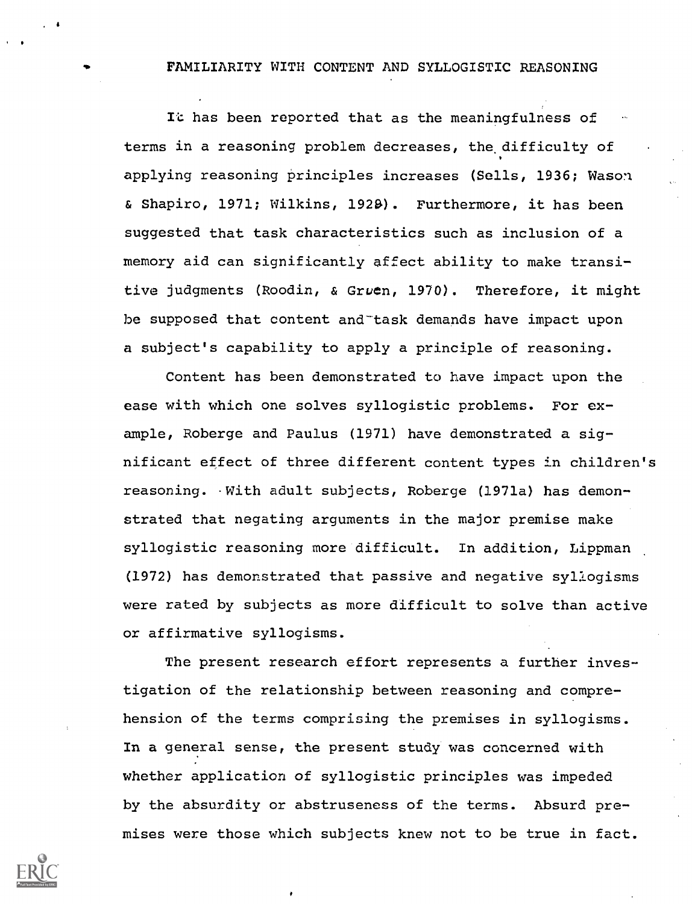# FAMILIARITY WITH CONTENT AND SYLLOGISTIC REASONING

It has been reported that as the meaningfulness of terms in a reasoning problem decreases, the difficulty of applying reasoning principles increases (Sells, 1936; Wason & Shapiro, 1971; Wilkins, 1928). Furthermore, it has been suggested that task characteristics such as inclusion of a memory aid can significantly affect ability to make transitive judgments (Roodin, & Gruen, 1970). Therefore, it might be supposed that content and task demands have impact upon a subject's capability to apply a principle of reasoning.

Content has been demonstrated to have impact upon the ease with which one solves syllogistic problems. For example, Roberge and Paulus (1971) have demonstrated a significant effect of three different content types in children's reasoning. With adult subjects, Roberge (1971a) has demonstrated that negating arguments in the major premise make syllogistic reasoning more difficult. In addition, Lippman (1972) has demonstrated that passive and negative syllogisms were rated by subjects as more difficult to solve than active or affirmative syllogisms.

The present research effort represents a further investigation of the relationship between reasoning and comprehension of the terms comprising the premises in syllogisms. In a general sense, the present study was concerned with whether application of syllogistic principles was impeded by the absurdity or abstruseness of the terms. Absurd premises were those which subjects knew not to be true in fact.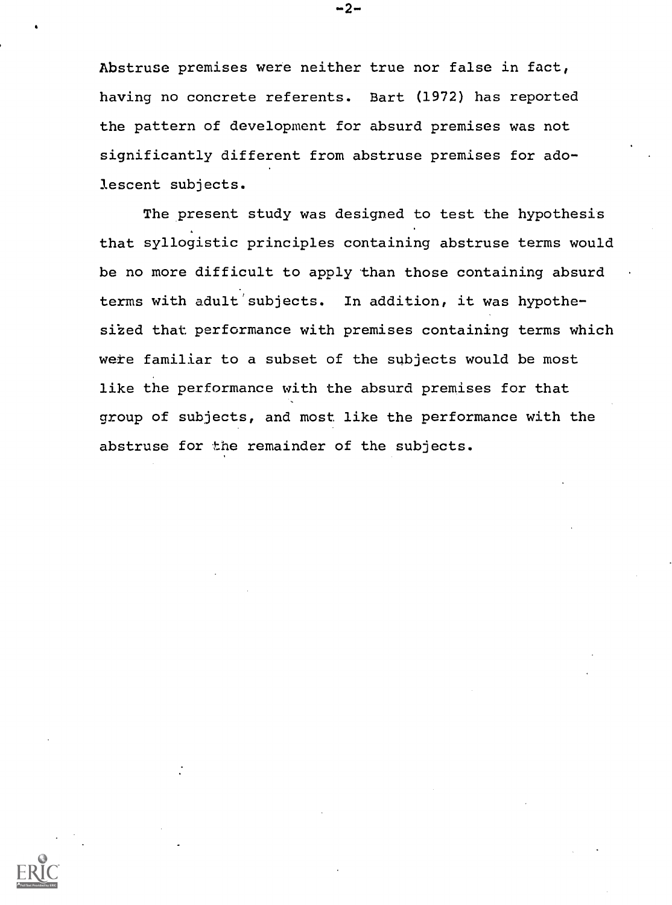Abstruse premises were neither true nor false in fact, having no concrete referents. Bart (1972) has reported the pattern of development for absurd premises was not significantly different from abstruse premises for adolescent subjects.

The present study was designed to test the hypothesis that syllogistic principles containing abstruse terms would be no more difficult to apply than those containing absurd terms with adult subjects. In addition, it was hypothesized that performance with premises containing terms which were familiar to a subset of the subjects would be most like the performance with the absurd premises for that group of subjects, and most like the performance with the abstruse for the remainder of the subjects.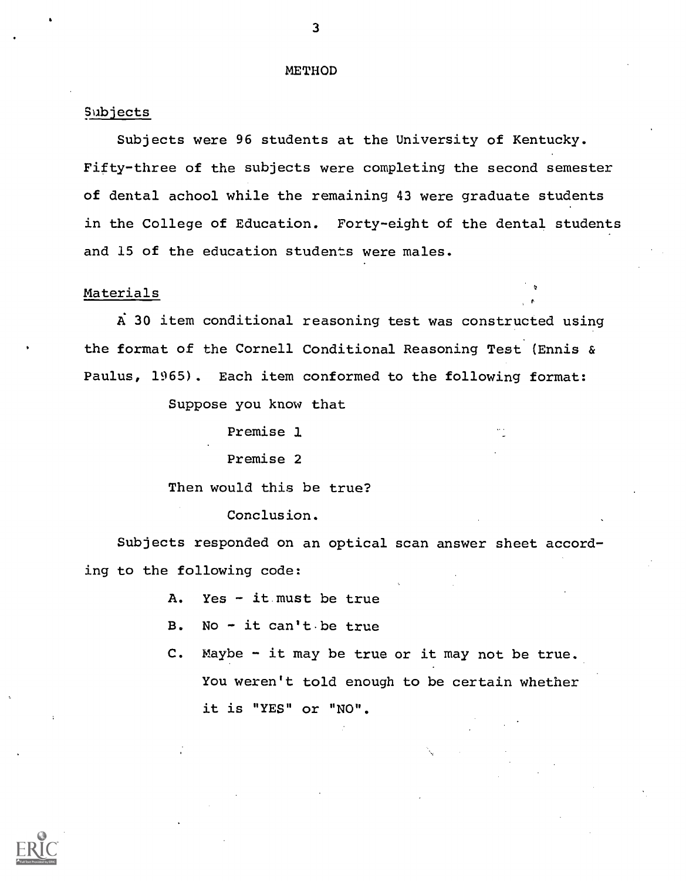## METHOD

### Subjects

Subjects were 96 students at the University of Kentucky. Fifty-three of the subjects were completing the second semester of dental achool while the remaining 43 were graduate students in the College of Education. Forty-eight of the dental students and 15 of the education students were males.

### Materials

A 30 item conditional reasoning test was constructed using the format of the Cornell Conditional Reasoning Test (Ennis & Paulus, 1965). Each item conformed to the following format:

> Suppose you know that
>
> > Premise 1
> >
> > Premise 2
>
> Then would this be true?
>
> > Conclusion.

Subjects responded on an optical scan answer sheet according to the following code:

- A. Yes - it must be true
- B. No - it can't be true
- C. Maybe - it may be true or it may not be true. You weren't told enough to be certain whether it is "YES" or "NO".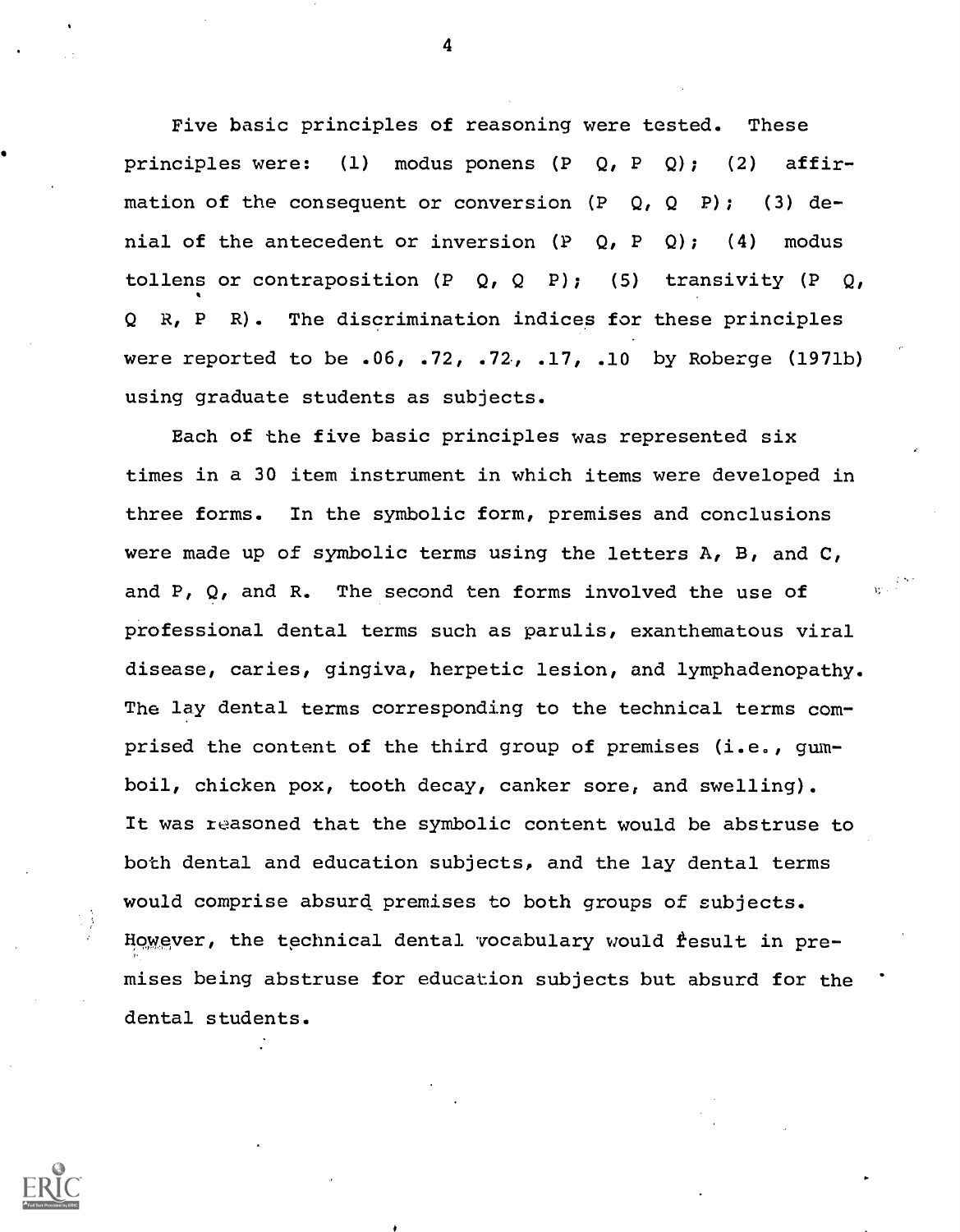Five basic principles of reasoning were tested. These principles were: (1) modus ponens (P Q, P Q); (2) affirmation of the consequent or conversion (P Q, Q P); (3) denial of the antecedent or inversion (P Q, P Q); (4) modus tollens or contraposition (P Q, Q P); (5) transivity (P Q, Q R, P R). The discrimination indices for these principles were reported to be .06, .72, .72, .17, .10 by Roberge (1971b) using graduate students as subjects.

Each of the five basic principles was represented six times in a 30 item instrument in which items were developed in three forms. In the symbolic form, premises and conclusions were made up of symbolic terms using the letters A, B, and C, and P, Q, and R. The second ten forms involved the use of professional dental terms such as parulis, exanthematous viral disease, caries, gingiva, herpetic lesion, and lymphadenopathy. The lay dental terms corresponding to the technical terms comprised the content of the third group of premises (i.e., gumboil, chicken pox, tooth decay, canker sore, and swelling). It was reasoned that the symbolic content would be abstruse to both dental and education subjects, and the lay dental terms would comprise absurd premises to both groups of subjects. However, the technical dental vocabulary would result in premises being abstruse for education subjects but absurd for the dental students.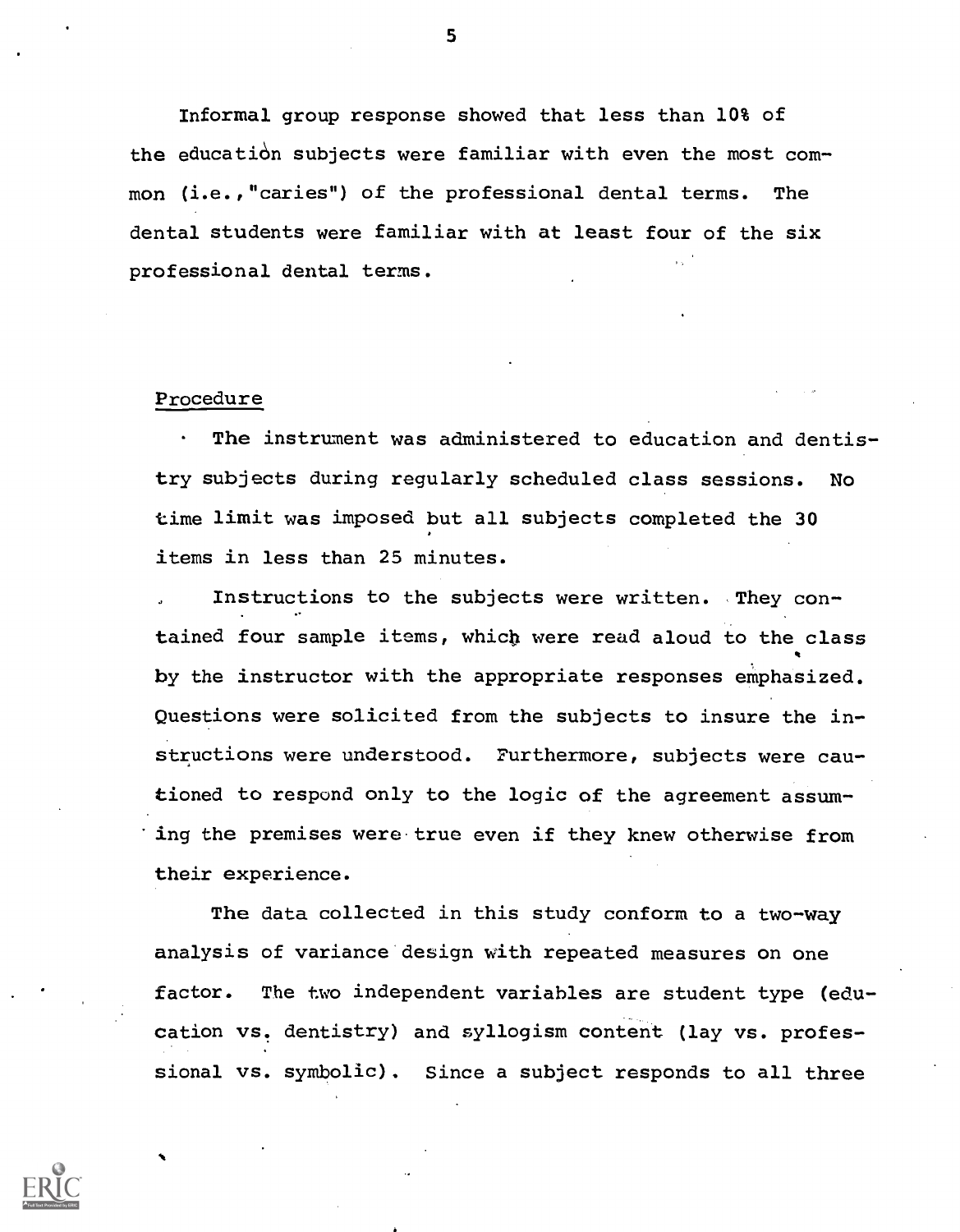Informal group response showed that less than 10% of the education subjects were familiar with even the most common (i.e.,"caries") of the professional dental terms. The dental students were familiar with at least four of the six professional dental terms.

## Procedure

The instrument was administered to education and dentistry subjects during regularly scheduled class sessions. No time limit was imposed but all subjects completed the 30 items in less than 25 minutes.

Instructions to the subjects were written. They contained four sample items, which were read aloud to the class by the instructor with the appropriate responses emphasized. Questions were solicited from the subjects to insure the instructions were understood. Furthermore, subjects were cautioned to respond only to the logic of the agreement assuming the premises were true even if they knew otherwise from their experience.

The data collected in this study conform to a two-way analysis of variance design with repeated measures on one factor. The two independent variables are student type (education vs. dentistry) and syllogism content (lay vs. professional vs. symbolic). Since a subject responds to all three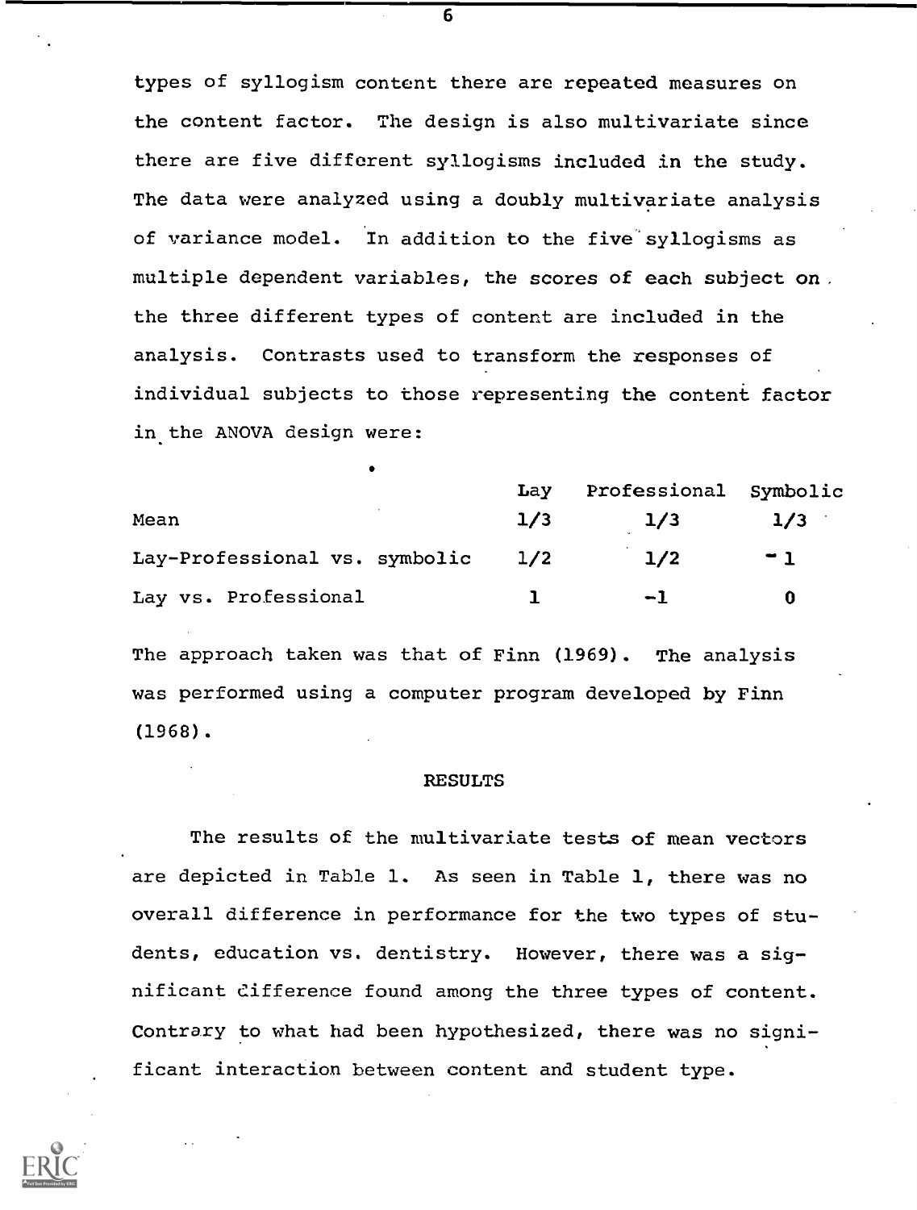types of syllogism content there are repeated measures on the content factor. The design is also multivariate since there are five different syllogisms included in the study. The data were analyzed using a doubly multivariate analysis of variance model. In addition to the five syllogisms as multiple dependent variables, the scores of each subject on the three different types of content are included in the analysis. Contrasts used to transform the responses of individual subjects to those representing the content factor in the ANOVA design were:

| | Lay | Professional | Symbolic |
|---|---|---|---|
| Mean | 1/3 | 1/3 | 1/3 |
| Lay-Professional vs. symbolic | 1/2 | 1/2 | -1 |
| Lay vs. Professional | 1 | -1 | 0 |

The approach taken was that of Finn (1969). The analysis was performed using a computer program developed by Finn (1968).

## RESULTS

The results of the multivariate tests of mean vectors are depicted in Table 1. As seen in Table 1, there was no overall difference in performance for the two types of students, education vs. dentistry. However, there was a significant difference found among the three types of content. Contrary to what had been hypothesized, there was no significant interaction between content and student type.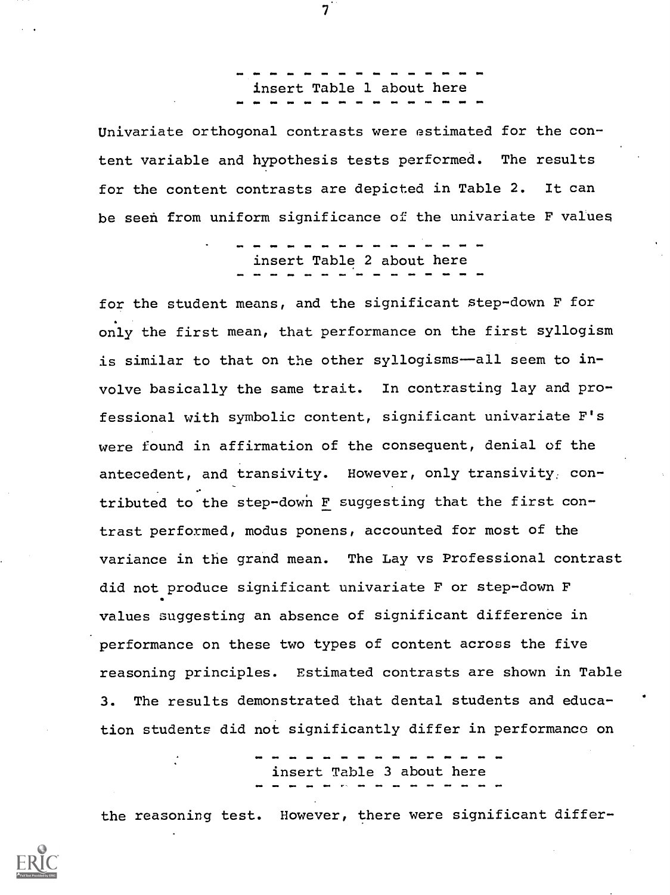- - - - - - - - - - - - - - - -
insert Table 1 about here
- - - - - - - - - - - - - - - -

Univariate orthogonal contrasts were estimated for the content variable and hypothesis tests performed. The results for the content contrasts are depicted in Table 2. It can be seen from uniform significance of the univariate F values

- - - - - - - - - - - - - - - -
insert Table 2 about here
- - - - - - - - - - - - - - - -

for the student means, and the significant step-down F for only the first mean, that performance on the first syllogism is similar to that on the other syllogisms—all seem to involve basically the same trait. In contrasting lay and professional with symbolic content, significant univariate F's were found in affirmation of the consequent, denial of the antecedent, and transivity. However, only transivity contributed to the step-down _F_ suggesting that the first contrast performed, modus ponens, accounted for most of the variance in the grand mean. The Lay vs Professional contrast did not produce significant univariate F or step-down F values suggesting an absence of significant difference in performance on these two types of content across the five reasoning principles. Estimated contrasts are shown in Table 3. The results demonstrated that dental students and education students did not significantly differ in performance on

- - - - - - - - - - - - - - - -
insert Table 3 about here
- - - - - - - - - - - - - - - -

the reasoning test. However, there were significant differ-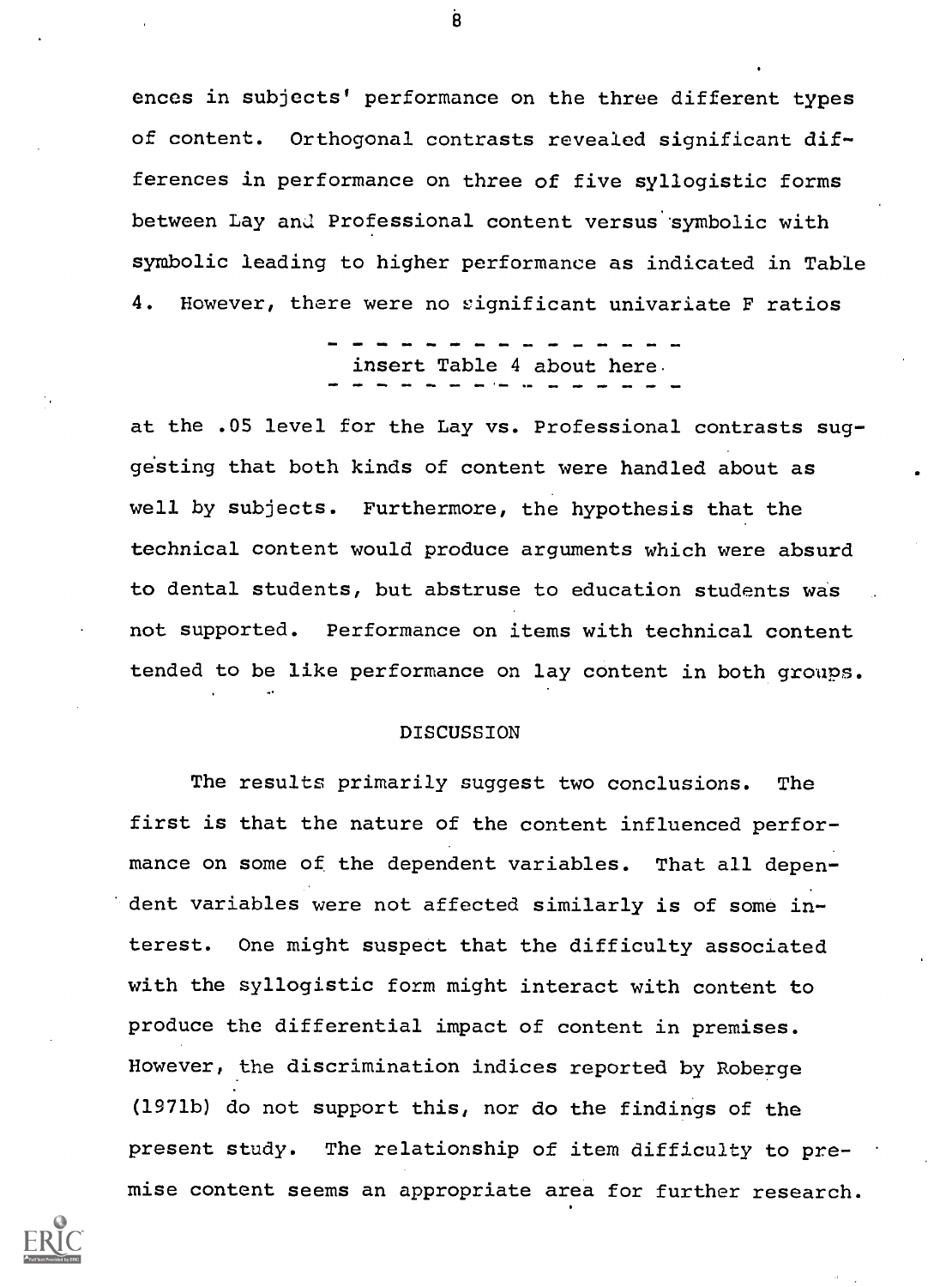ences in subjects' performance on the three different types of content. Orthogonal contrasts revealed significant differences in performance on three of five syllogistic forms between Lay and Professional content versus symbolic with symbolic leading to higher performance as indicated in Table 4. However, there were no significant univariate F ratios

- - - - - - - - - - - - - - - -
insert Table 4 about here
- - - - - - - - - - - - - - - -

at the .05 level for the Lay vs. Professional contrasts suggesting that both kinds of content were handled about as well by subjects. Furthermore, the hypothesis that the technical content would produce arguments which were absurd to dental students, but abstruse to education students was not supported. Performance on items with technical content tended to be like performance on lay content in both groups.

## DISCUSSION

The results primarily suggest two conclusions. The first is that the nature of the content influenced performance on some of the dependent variables. That all dependent variables were not affected similarly is of some interest. One might suspect that the difficulty associated with the syllogistic form might interact with content to produce the differential impact of content in premises. However, the discrimination indices reported by Roberge (1971b) do not support this, nor do the findings of the present study. The relationship of item difficulty to premise content seems an appropriate area for further research.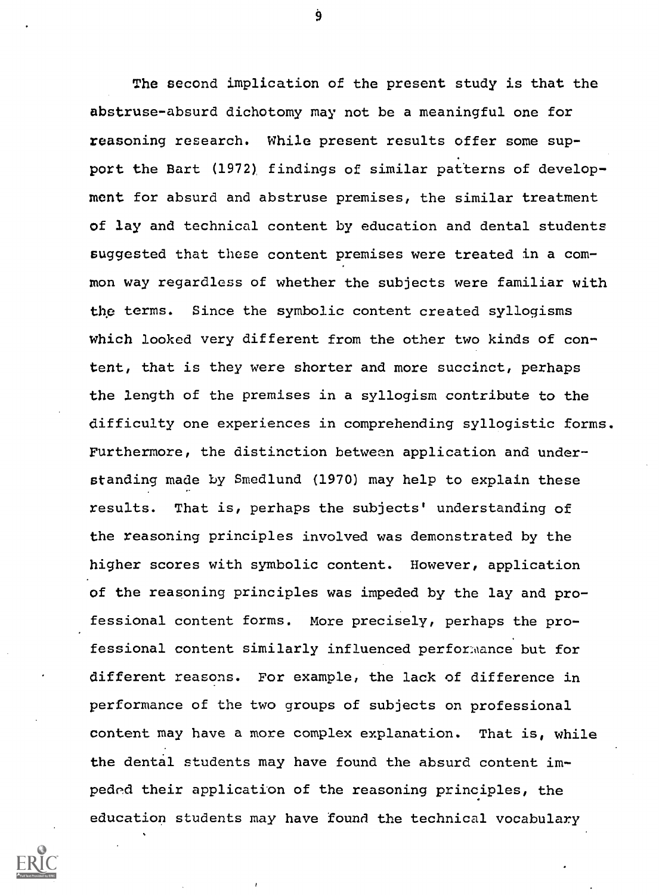The second implication of the present study is that the abstruse-absurd dichotomy may not be a meaningful one for reasoning research. While present results offer some support the Bart (1972) findings of similar patterns of development for absurd and abstruse premises, the similar treatment of lay and technical content by education and dental students suggested that these content premises were treated in a common way regardless of whether the subjects were familiar with the terms. Since the symbolic content created syllogisms which looked very different from the other two kinds of content, that is they were shorter and more succinct, perhaps the length of the premises in a syllogism contribute to the difficulty one experiences in comprehending syllogistic forms. Furthermore, the distinction between application and understanding made by Smedlund (1970) may help to explain these results. That is, perhaps the subjects' understanding of the reasoning principles involved was demonstrated by the higher scores with symbolic content. However, application of the reasoning principles was impeded by the lay and professional content forms. More precisely, perhaps the professional content similarly influenced performance but for different reasons. For example, the lack of difference in performance of the two groups of subjects on professional content may have a more complex explanation. That is, while the dental students may have found the absurd content impeded their application of the reasoning principles, the education students may have found the technical vocabulary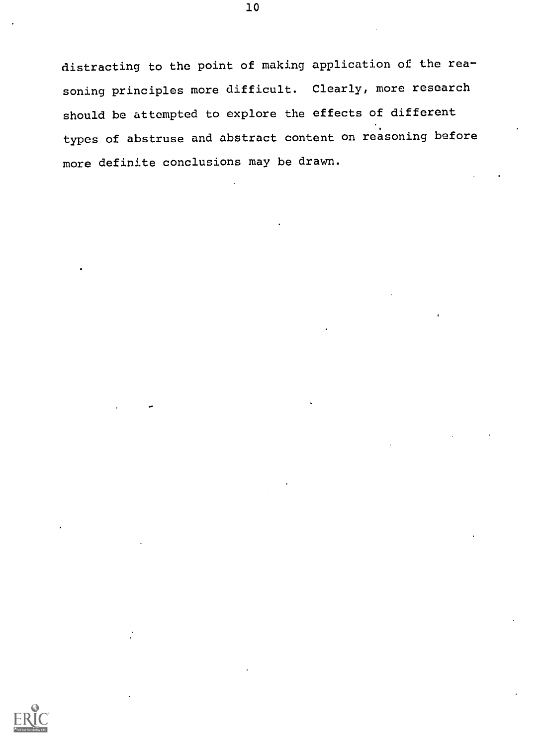distracting to the point of making application of the reasoning principles more difficult. Clearly, more research should be attempted to explore the effects of different types of abstruse and abstract content on reasoning before more definite conclusions may be drawn.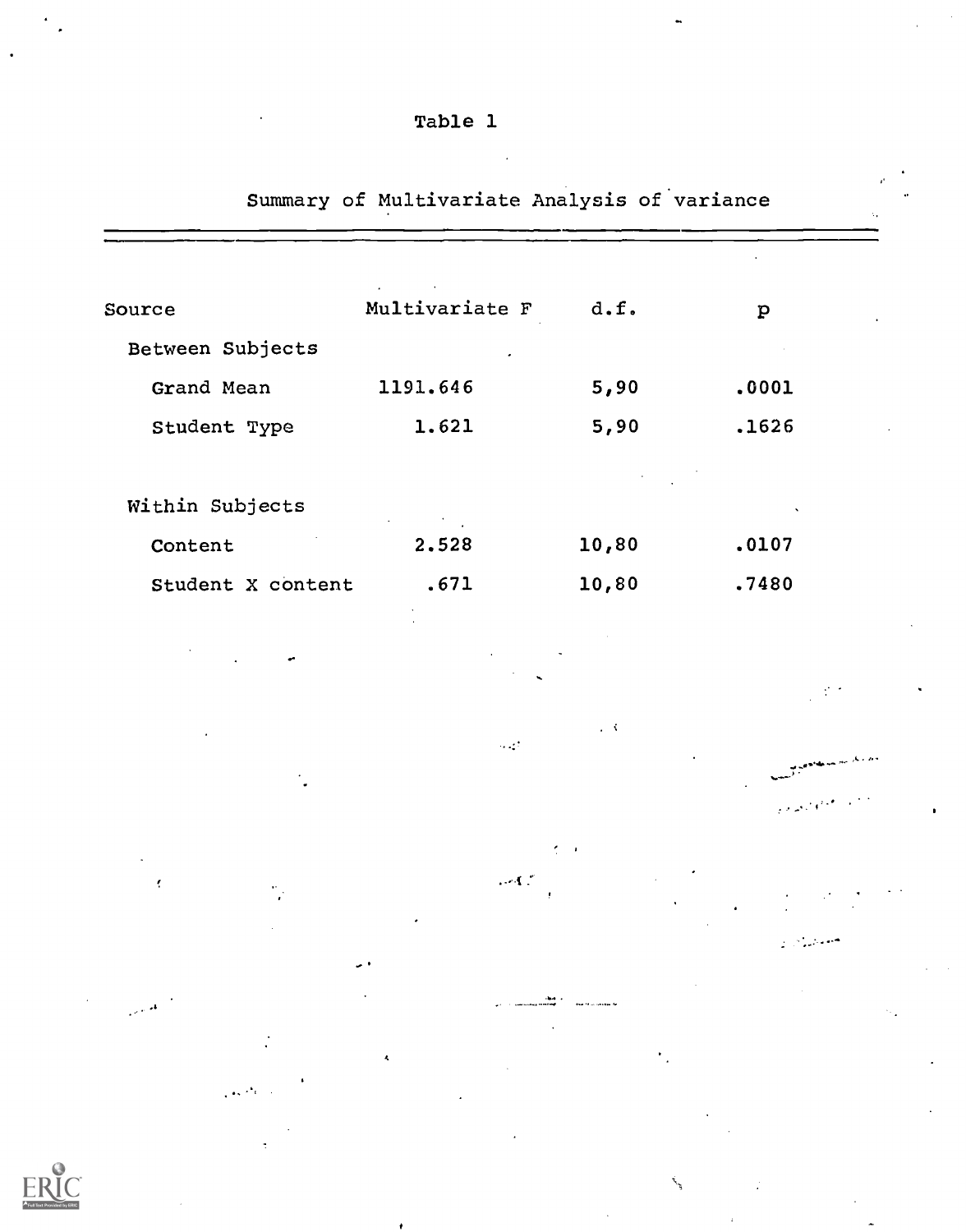Table 1

Summary of Multivariate Analysis of variance

| Source | Multivariate F | d.f. | p |
|---|---|---|---|
| Between Subjects | | | |
| Grand Mean | 1191.646 | 5,90 | .0001 |
| Student Type | 1.621 | 5,90 | .1626 |
| Within Subjects | | | |
| Content | 2.528 | 10,80 | .0107 |
| Student X content | .671 | 10,80 | .7480 |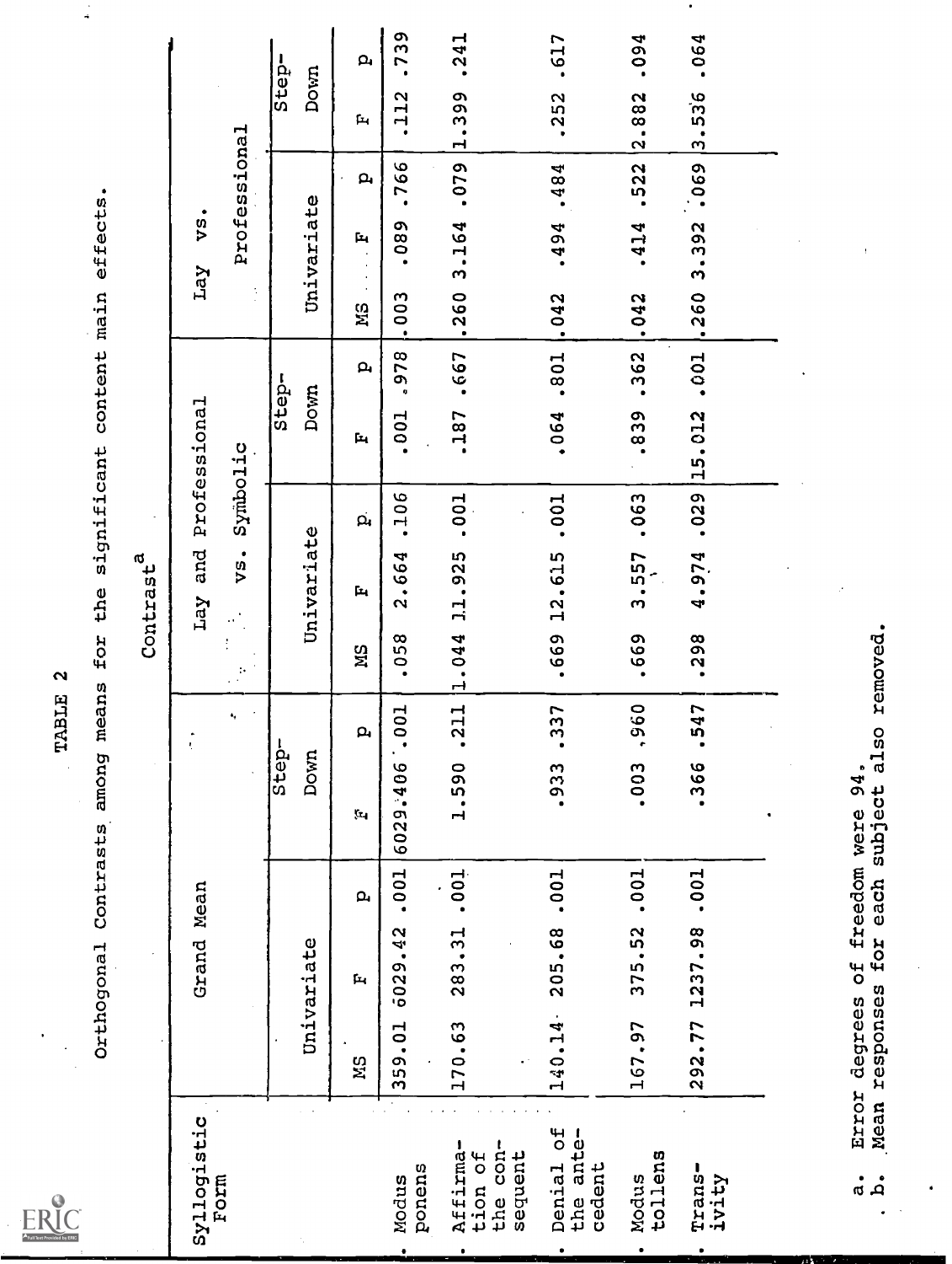TABLE 2

Orthogonal Contrasts among means for the significant content main effects.

| Syllogistic Form | Contrast[a] | | | | | | | | | | | | | | | | | |
|---|---|---|---|---|---|---|---|---|---|---|---|---|---|---|---|---|---|---|
| | Grand Mean | | | | | Lay and Professional vs. Symbolic | | | | | Lay vs. Professional | | | | | | | |
| | Univariate | | | Step-Down | | Univariate | | | Step-Down | | Univariate | | | Step-Down | | | | |
| | MS | F | p | F | p | MS | F | p | F | p | MS | F | p | F | p | | | |
| Modus ponens | 359.01 | 6029.42 | .001 | 6029.406 | .001 | .058 | 2.664 | .106 | .001 | .978 | .003 | .089 | .766 | .112 | .739 | | | |
| Affirmation of the consequent | 170.63 | 283.31 | .001 | 1.590 | .211 | 1.044 | 11.925 | .001 | .187 | .667 | .260 | 3.164 | .079 | 1.399 | .241 | | | |
| Denial of the antecedent | 140.14 | 205.68 | .001 | .933 | .337 | .669 | 12.615 | .001 | .064 | .801 | .042 | .494 | .484 | .252 | .617 | | | |
| Modus tollens | 167.97 | 375.52 | .001 | .003 | .960 | .669 | 3.557 | .063 | .839 | .362 | .042 | .414 | .522 | 2.882 | .094 | | | |
| Transivity | 292.77 | 1237.98 | .001 | .366 | .547 | .298 | 4.974 | .029 | 15.012 | .001 | .260 | 3.392 | .069 | 3.536 | .064 | | | |

a. Error degrees of freedom were 94.
b. Mean responses for each subject also removed.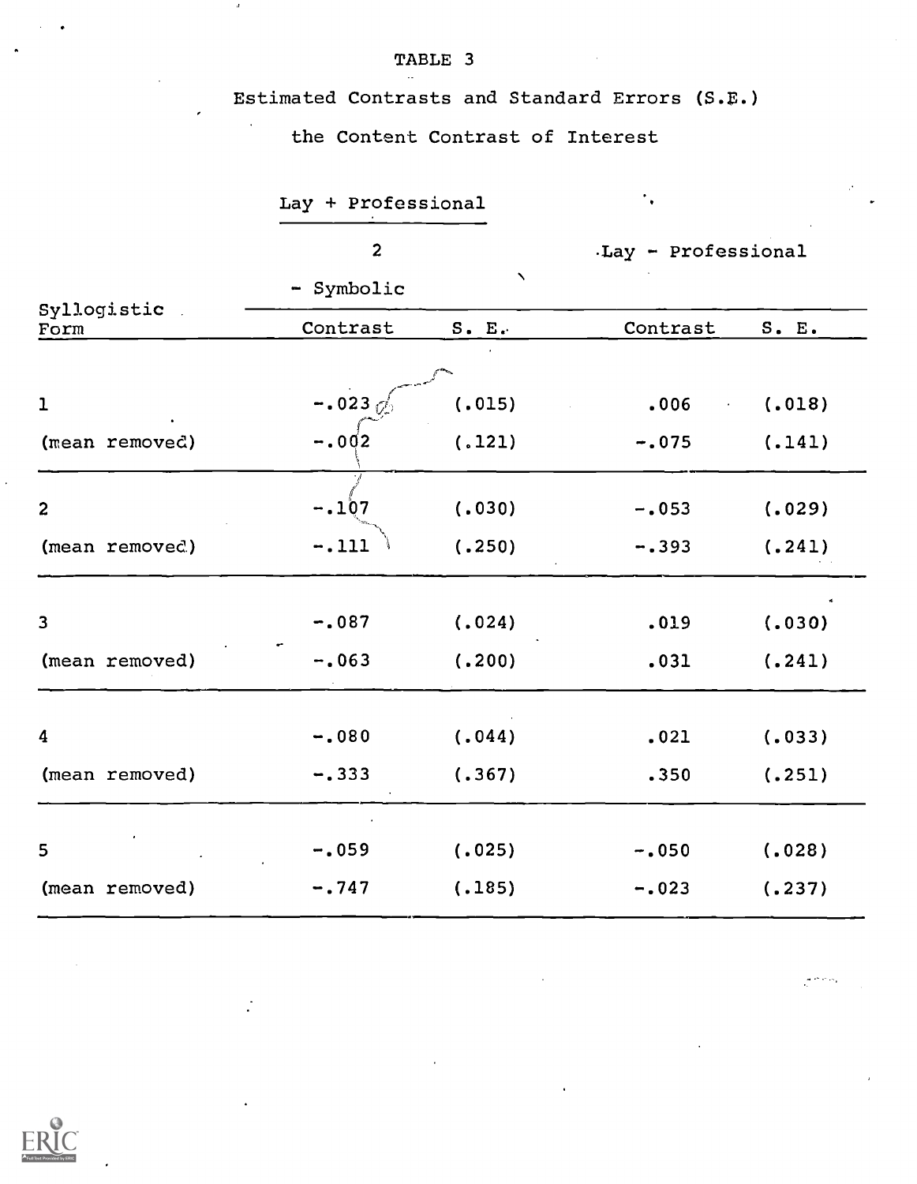# TABLE 3

Estimated Contrasts and Standard Errors (S.E.)

the Content Contrast of Interest

| Syllogistic Form | $\frac{\text{Lay + Professional}}{2}$ - Symbolic | | Lay - Professional | |
|---|---|---|---|---|
| | Contrast | S. E. | Contrast | S. E. |
| 1 | -.023 | (.015) | .006 | (.018) |
| (mean removed) | -.002 | (.121) | -.075 | (.141) |
| 2 | -.107 | (.030) | -.053 | (.029) |
| (mean removed) | -.111 | (.250) | -.393 | (.241) |
| 3 | -.087 | (.024) | .019 | (.030) |
| (mean removed) | -.063 | (.200) | .031 | (.241) |
| 4 | -.080 | (.044) | .021 | (.033) |
| (mean removed) | -.333 | (.367) | .350 | (.251) |
| 5 | -.059 | (.025) | -.050 | (.028) |
| (mean removed) | -.747 | (.185) | -.023 | (.237) |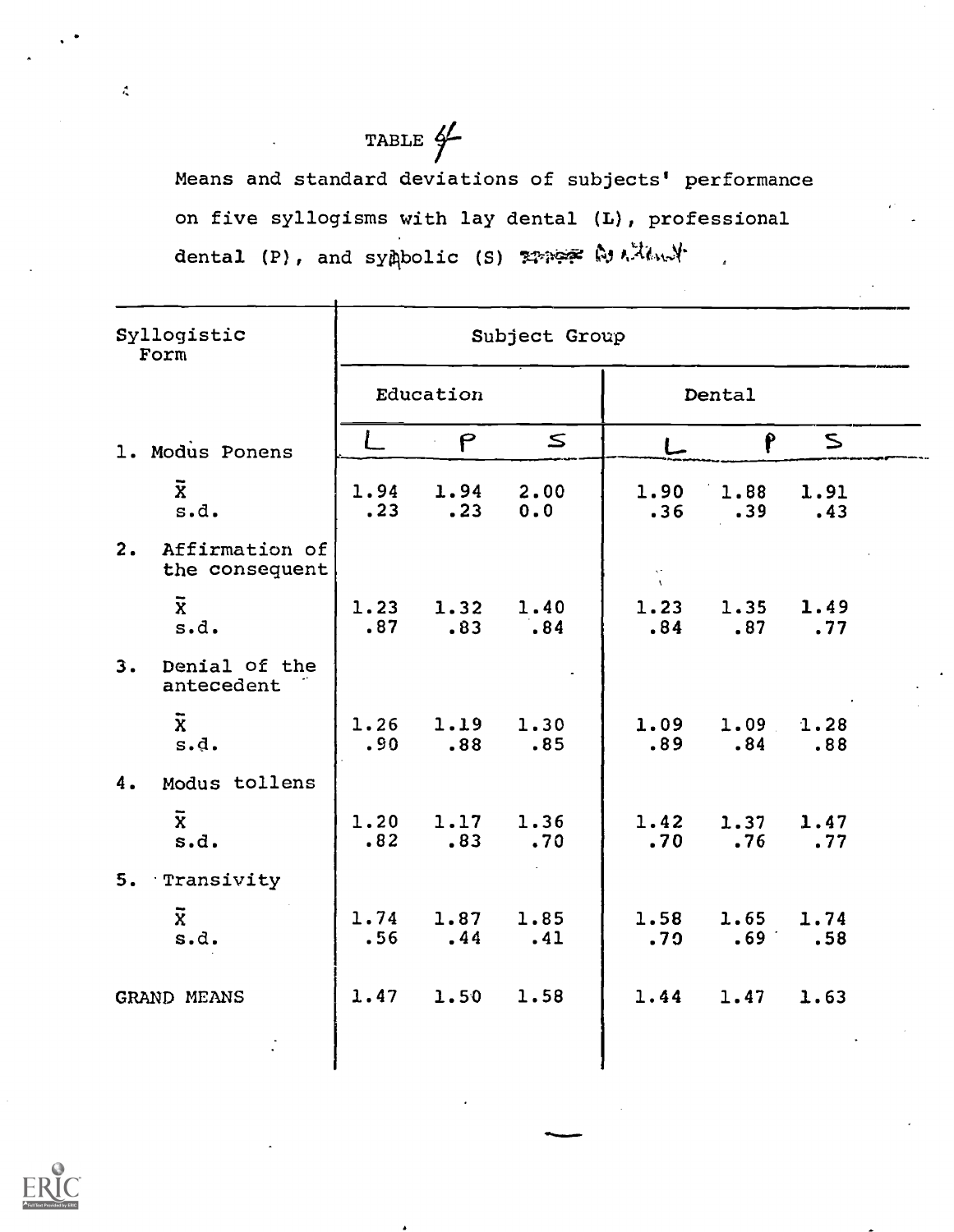TABLE 4

Means and standard deviations of subjects' performance on five syllogisms with lay dental (L), professional dental (P), and symbolic (S) content

| Syllogistic Form | Subject Group | | | | | |
|---|---|---|---|---|---|---|
| | Education | | | Dental | | |
| | L | P | S | L | P | S |
| 1. Modus Ponens | | | | | | |
| $\bar{X}$ | 1.94 | 1.94 | 2.00 | 1.90 | 1.88 | 1.91 |
| s.d. | .23 | .23 | 0.0 | .36 | .39 | .43 |
| 2. Affirmation of the consequent | | | | | | |
| $\bar{X}$ | 1.23 | 1.32 | 1.40 | 1.23 | 1.35 | 1.49 |
| s.d. | .87 | .83 | .84 | .84 | .87 | .77 |
| 3. Denial of the antecedent | | | | | | |
| $\bar{X}$ | 1.26 | 1.19 | 1.30 | 1.09 | 1.09 | 1.28 |
| s.d. | .90 | .88 | .85 | .89 | .84 | .88 |
| 4. Modus tollens | | | | | | |
| $\bar{X}$ | 1.20 | 1.17 | 1.36 | 1.42 | 1.37 | 1.47 |
| s.d. | .82 | .83 | .70 | .70 | .76 | .77 |
| 5. Transivity | | | | | | |
| $\bar{X}$ | 1.74 | 1.87 | 1.85 | 1.58 | 1.65 | 1.74 |
| s.d. | .56 | .44 | .41 | .70 | .69 | .58 |
| GRAND MEANS | 1.47 | 1.50 | 1.58 | 1.44 | 1.47 | 1.63 |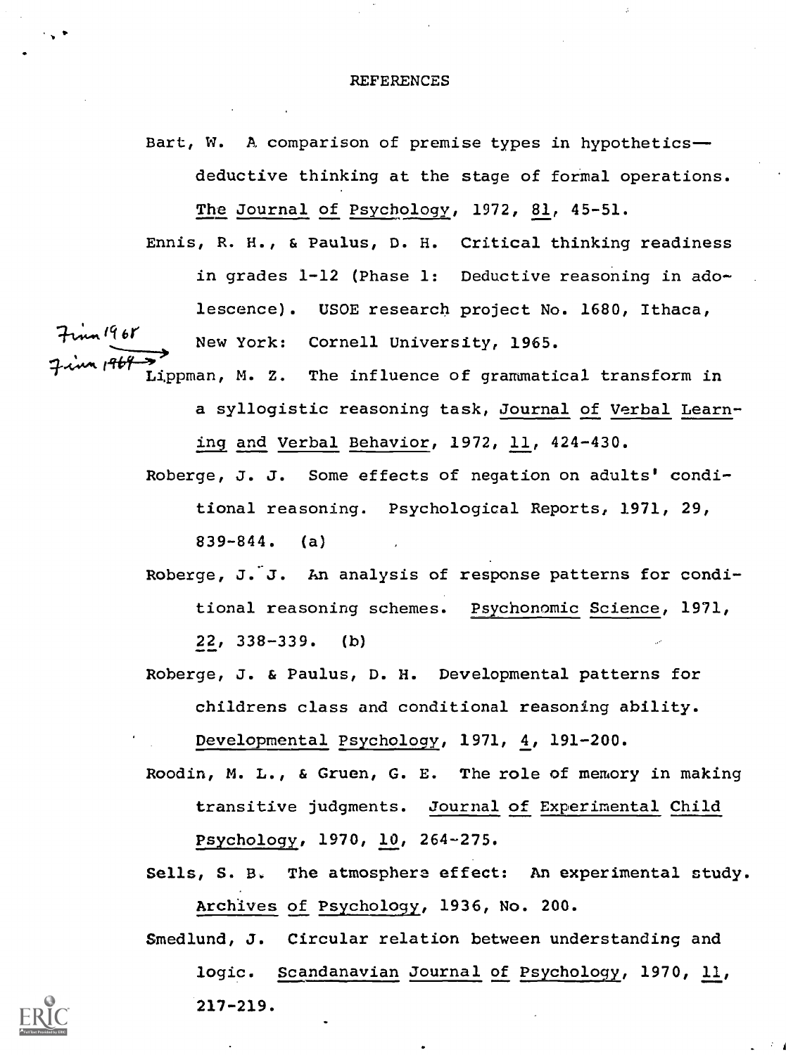# REFERENCES

Bart, W. A comparison of premise types in hypothetics—deductive thinking at the stage of formal operations. The Journal of Psychology, 1972, 81, 45-51.

Ennis, R. H., & Paulus, D. H. Critical thinking readiness in grades 1-12 (Phase 1: Deductive reasoning in adolescence). USOE research project No. 1680, Ithaca, New York: Cornell University, 1965.

Lippman, M. Z. The influence of grammatical transform in a syllogistic reasoning task, Journal of Verbal Learning and Verbal Behavior, 1972, 11, 424-430.

Roberge, J. J. Some effects of negation on adults' conditional reasoning. Psychological Reports, 1971, 29, 839-844. (a)

Roberge, J. J. An analysis of response patterns for conditional reasoning schemes. Psychonomic Science, 1971, 22, 338-339. (b)

Roberge, J. & Paulus, D. H. Developmental patterns for childrens class and conditional reasoning ability. Developmental Psychology, 1971, 4, 191-200.

Roodin, M. L., & Gruen, G. E. The role of memory in making transitive judgments. Journal of Experimental Child Psychology, 1970, 10, 264-275.

Sells, S. B. The atmosphere effect: An experimental study. Archives of Psychology, 1936, No. 200.

Smedlund, J. Circular relation between understanding and logic. Scandanavian Journal of Psychology, 1970, 11, 217-219.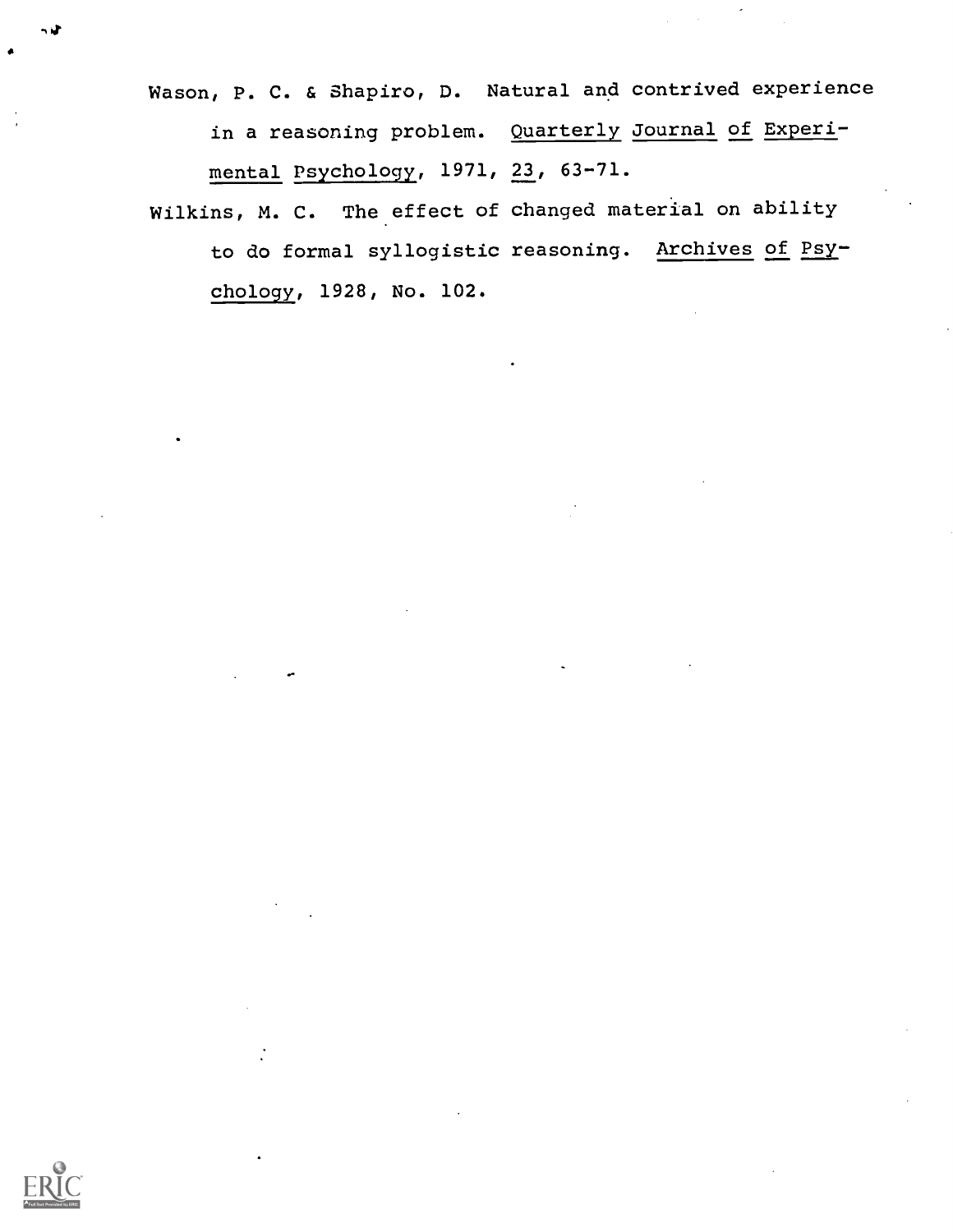Wason, P. C. & Shapiro, D. Natural and contrived experience in a reasoning problem. Quarterly Journal of Experimental Psychology, 1971, 23, 63-71.

Wilkins, M. C. The effect of changed material on ability to do formal syllogistic reasoning. Archives of Psychology, 1928, No. 102.